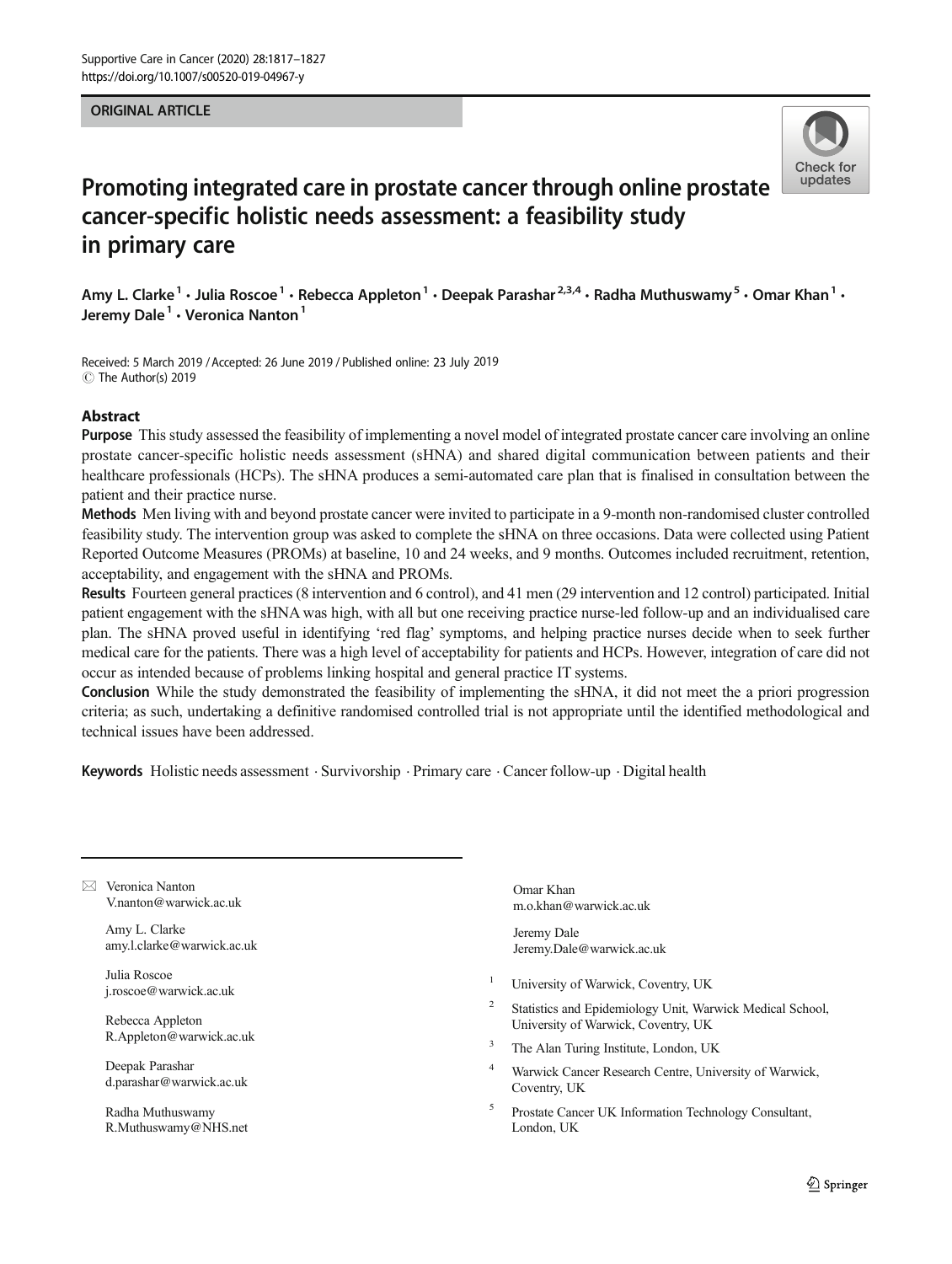ORIGINAL ARTICLE

# Promoting integrated care in prostate cancer through online prostate cancer-specific holistic needs assessment: a feasibility study in primary care

Amy L. Clarke[1] · Julia Roscoe[1] · Rebecca Appleton[1] · Deepak Parashar[2,3,4] · Radha Muthuswamy[5] · Omar Khan[1] · Jeremy Dale[1] · Veronica Nanton[1]

Received: 5 March 2019 / Accepted: 26 June 2019 / Published online: 23 July 2019
© The Author(s) 2019

## Abstract

**Purpose** This study assessed the feasibility of implementing a novel model of integrated prostate cancer care involving an online prostate cancer-specific holistic needs assessment (sHNA) and shared digital communication between patients and their healthcare professionals (HCPs). The sHNA produces a semi-automated care plan that is finalised in consultation between the patient and their practice nurse.

**Methods** Men living with and beyond prostate cancer were invited to participate in a 9-month non-randomised cluster controlled feasibility study. The intervention group was asked to complete the sHNA on three occasions. Data were collected using Patient Reported Outcome Measures (PROMs) at baseline, 10 and 24 weeks, and 9 months. Outcomes included recruitment, retention, acceptability, and engagement with the sHNA and PROMs.

**Results** Fourteen general practices (8 intervention and 6 control), and 41 men (29 intervention and 12 control) participated. Initial patient engagement with the sHNA was high, with all but one receiving practice nurse-led follow-up and an individualised care plan. The sHNA proved useful in identifying 'red flag' symptoms, and helping practice nurses decide when to seek further medical care for the patients. There was a high level of acceptability for patients and HCPs. However, integration of care did not occur as intended because of problems linking hospital and general practice IT systems.

**Conclusion** While the study demonstrated the feasibility of implementing the sHNA, it did not meet the a priori progression criteria; as such, undertaking a definitive randomised controlled trial is not appropriate until the identified methodological and technical issues have been addressed.

**Keywords** Holistic needs assessment · Survivorship · Primary care · Cancer follow-up · Digital health

---

✉ Veronica Nanton
V.nanton@warwick.ac.uk

Amy L. Clarke
amy.l.clarke@warwick.ac.uk

Julia Roscoe
j.roscoe@warwick.ac.uk

Rebecca Appleton
R.Appleton@warwick.ac.uk

Deepak Parashar
d.parashar@warwick.ac.uk

Radha Muthuswamy
R.Muthuswamy@NHS.net

Omar Khan
m.o.khan@warwick.ac.uk

Jeremy Dale
Jeremy.Dale@warwick.ac.uk

[1] University of Warwick, Coventry, UK
[2] Statistics and Epidemiology Unit, Warwick Medical School, University of Warwick, Coventry, UK
[3] The Alan Turing Institute, London, UK
[4] Warwick Cancer Research Centre, University of Warwick, Coventry, UK
[5] Prostate Cancer UK Information Technology Consultant, London, UK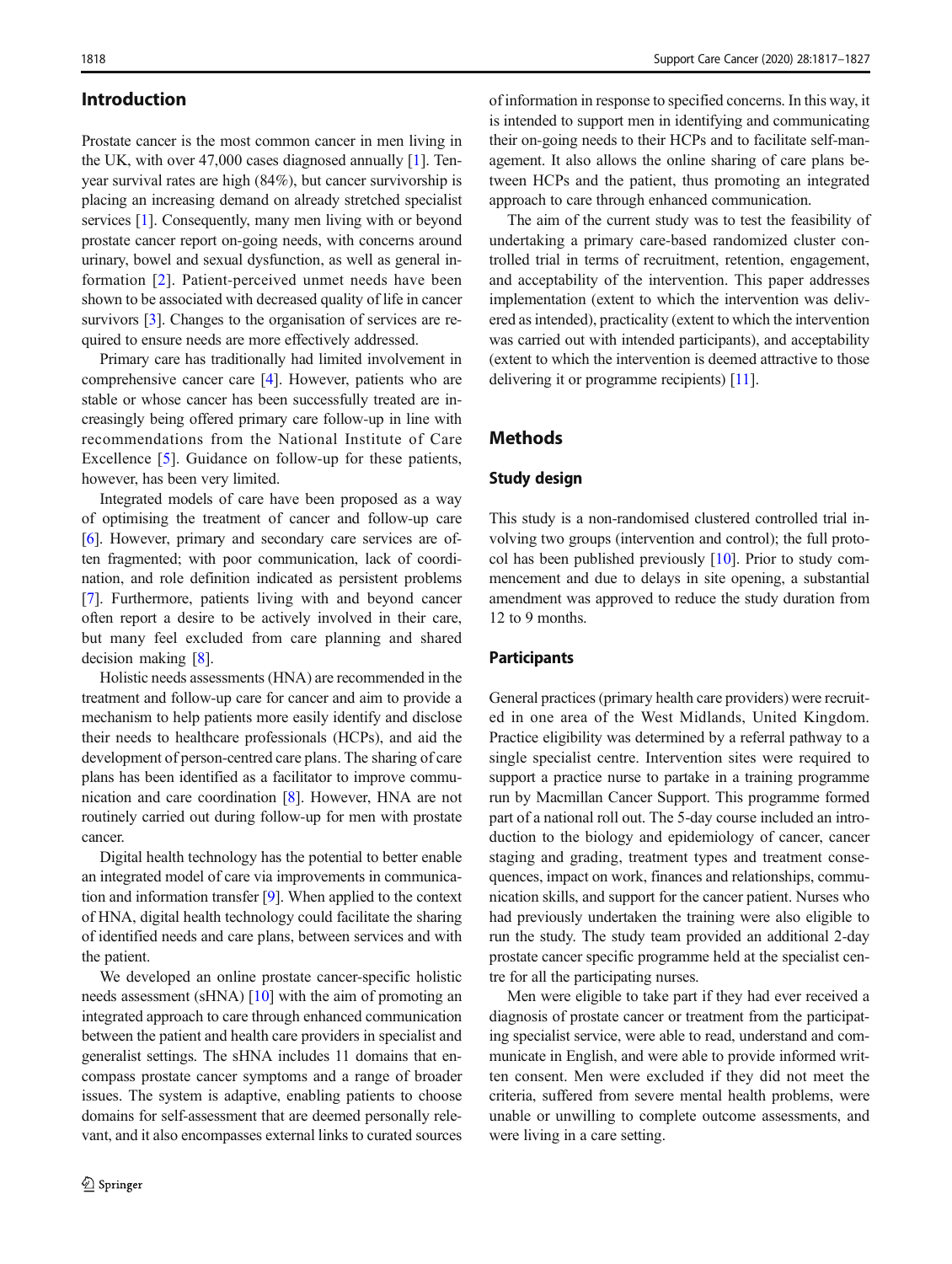## Introduction

Prostate cancer is the most common cancer in men living in the UK, with over 47,000 cases diagnosed annually [1]. Ten-year survival rates are high (84%), but cancer survivorship is placing an increasing demand on already stretched specialist services [1]. Consequently, many men living with or beyond prostate cancer report on-going needs, with concerns around urinary, bowel and sexual dysfunction, as well as general information [2]. Patient-perceived unmet needs have been shown to be associated with decreased quality of life in cancer survivors [3]. Changes to the organisation of services are required to ensure needs are more effectively addressed.

Primary care has traditionally had limited involvement in comprehensive cancer care [4]. However, patients who are stable or whose cancer has been successfully treated are increasingly being offered primary care follow-up in line with recommendations from the National Institute of Care Excellence [5]. Guidance on follow-up for these patients, however, has been very limited.

Integrated models of care have been proposed as a way of optimising the treatment of cancer and follow-up care [6]. However, primary and secondary care services are often fragmented; with poor communication, lack of coordination, and role definition indicated as persistent problems [7]. Furthermore, patients living with and beyond cancer often report a desire to be actively involved in their care, but many feel excluded from care planning and shared decision making [8].

Holistic needs assessments (HNA) are recommended in the treatment and follow-up care for cancer and aim to provide a mechanism to help patients more easily identify and disclose their needs to healthcare professionals (HCPs), and aid the development of person-centred care plans. The sharing of care plans has been identified as a facilitator to improve communication and care coordination [8]. However, HNA are not routinely carried out during follow-up for men with prostate cancer.

Digital health technology has the potential to better enable an integrated model of care via improvements in communication and information transfer [9]. When applied to the context of HNA, digital health technology could facilitate the sharing of identified needs and care plans, between services and with the patient.

We developed an online prostate cancer-specific holistic needs assessment (sHNA) [10] with the aim of promoting an integrated approach to care through enhanced communication between the patient and health care providers in specialist and generalist settings. The sHNA includes 11 domains that encompass prostate cancer symptoms and a range of broader issues. The system is adaptive, enabling patients to choose domains for self-assessment that are deemed personally relevant, and it also encompasses external links to curated sources of information in response to specified concerns. In this way, it is intended to support men in identifying and communicating their on-going needs to their HCPs and to facilitate self-management. It also allows the online sharing of care plans between HCPs and the patient, thus promoting an integrated approach to care through enhanced communication.

The aim of the current study was to test the feasibility of undertaking a primary care-based randomized cluster controlled trial in terms of recruitment, retention, engagement, and acceptability of the intervention. This paper addresses implementation (extent to which the intervention was delivered as intended), practicality (extent to which the intervention was carried out with intended participants), and acceptability (extent to which the intervention is deemed attractive to those delivering it or programme recipients) [11].

## Methods

### Study design

This study is a non-randomised clustered controlled trial involving two groups (intervention and control); the full protocol has been published previously [10]. Prior to study commencement and due to delays in site opening, a substantial amendment was approved to reduce the study duration from 12 to 9 months.

### Participants

General practices (primary health care providers) were recruited in one area of the West Midlands, United Kingdom. Practice eligibility was determined by a referral pathway to a single specialist centre. Intervention sites were required to support a practice nurse to partake in a training programme run by Macmillan Cancer Support. This programme formed part of a national roll out. The 5-day course included an introduction to the biology and epidemiology of cancer, cancer staging and grading, treatment types and treatment consequences, impact on work, finances and relationships, communication skills, and support for the cancer patient. Nurses who had previously undertaken the training were also eligible to run the study. The study team provided an additional 2-day prostate cancer specific programme held at the specialist centre for all the participating nurses.

Men were eligible to take part if they had ever received a diagnosis of prostate cancer or treatment from the participating specialist service, were able to read, understand and communicate in English, and were able to provide informed written consent. Men were excluded if they did not meet the criteria, suffered from severe mental health problems, were unable or unwilling to complete outcome assessments, and were living in a care setting.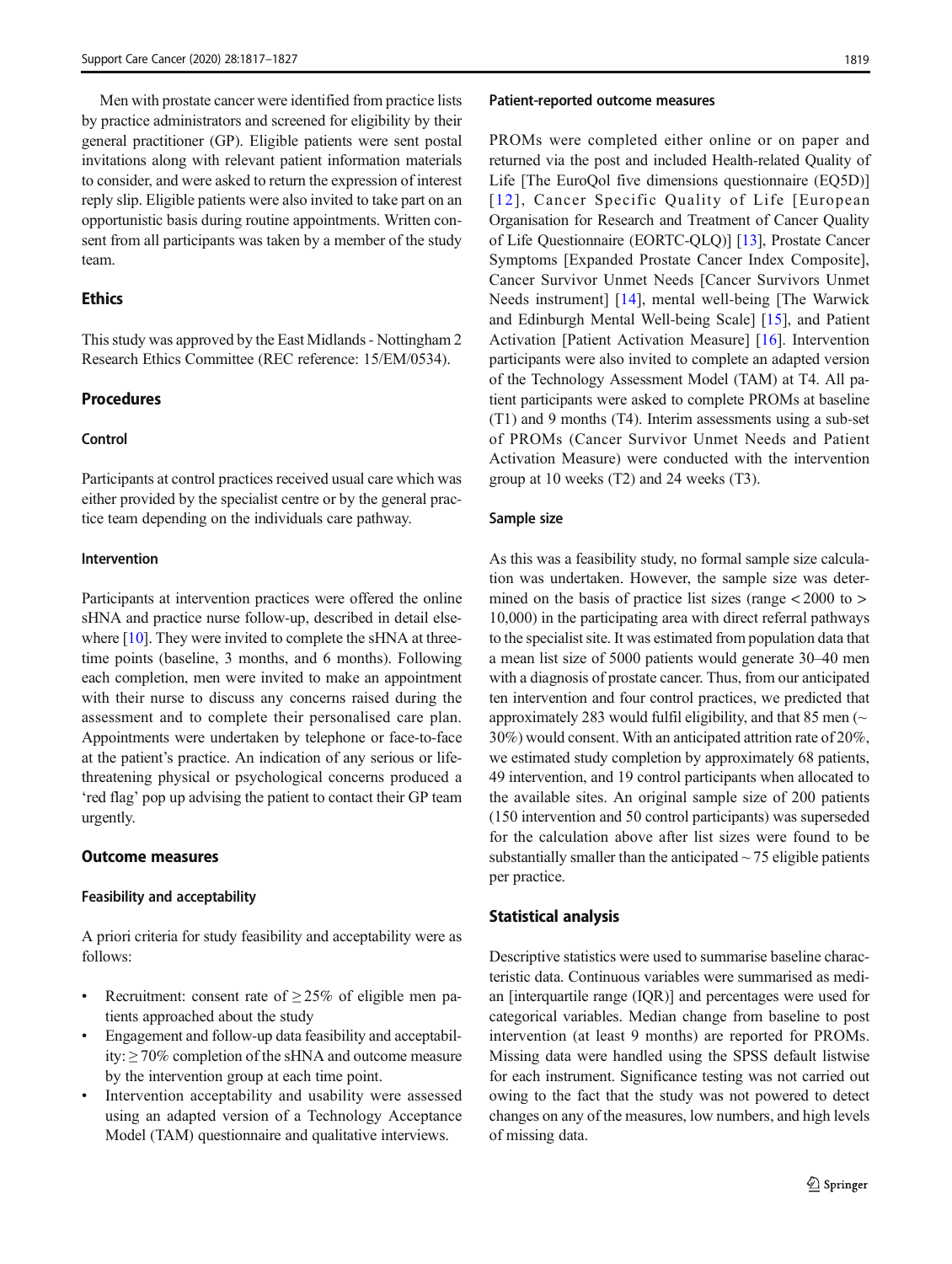Men with prostate cancer were identified from practice lists by practice administrators and screened for eligibility by their general practitioner (GP). Eligible patients were sent postal invitations along with relevant patient information materials to consider, and were asked to return the expression of interest reply slip. Eligible patients were also invited to take part on an opportunistic basis during routine appointments. Written consent from all participants was taken by a member of the study team.

## Ethics

This study was approved by the East Midlands - Nottingham 2 Research Ethics Committee (REC reference: 15/EM/0534).

## Procedures

### Control

Participants at control practices received usual care which was either provided by the specialist centre or by the general practice team depending on the individuals care pathway.

### Intervention

Participants at intervention practices were offered the online sHNA and practice nurse follow-up, described in detail elsewhere [10]. They were invited to complete the sHNA at three-time points (baseline, 3 months, and 6 months). Following each completion, men were invited to make an appointment with their nurse to discuss any concerns raised during the assessment and to complete their personalised care plan. Appointments were undertaken by telephone or face-to-face at the patient's practice. An indication of any serious or life-threatening physical or psychological concerns produced a 'red flag' pop up advising the patient to contact their GP team urgently.

## Outcome measures

### Feasibility and acceptability

A priori criteria for study feasibility and acceptability were as follows:

- Recruitment: consent rate of ≥ 25% of eligible men patients approached about the study
- Engagement and follow-up data feasibility and acceptability: ≥ 70% completion of the sHNA and outcome measure by the intervention group at each time point.
- Intervention acceptability and usability were assessed using an adapted version of a Technology Acceptance Model (TAM) questionnaire and qualitative interviews.

### Patient-reported outcome measures

PROMs were completed either online or on paper and returned via the post and included Health-related Quality of Life [The EuroQol five dimensions questionnaire (EQ5D)] [12], Cancer Specific Quality of Life [European Organisation for Research and Treatment of Cancer Quality of Life Questionnaire (EORTC-QLQ)] [13], Prostate Cancer Symptoms [Expanded Prostate Cancer Index Composite], Cancer Survivor Unmet Needs [Cancer Survivors Unmet Needs instrument] [14], mental well-being [The Warwick and Edinburgh Mental Well-being Scale] [15], and Patient Activation [Patient Activation Measure] [16]. Intervention participants were also invited to complete an adapted version of the Technology Assessment Model (TAM) at T4. All patient participants were asked to complete PROMs at baseline (T1) and 9 months (T4). Interim assessments using a sub-set of PROMs (Cancer Survivor Unmet Needs and Patient Activation Measure) were conducted with the intervention group at 10 weeks (T2) and 24 weeks (T3).

### Sample size

As this was a feasibility study, no formal sample size calculation was undertaken. However, the sample size was determined on the basis of practice list sizes (range < 2000 to > 10,000) in the participating area with direct referral pathways to the specialist site. It was estimated from population data that a mean list size of 5000 patients would generate 30–40 men with a diagnosis of prostate cancer. Thus, from our anticipated ten intervention and four control practices, we predicted that approximately 283 would fulfil eligibility, and that 85 men (~ 30%) would consent. With an anticipated attrition rate of 20%, we estimated study completion by approximately 68 patients, 49 intervention, and 19 control participants when allocated to the available sites. An original sample size of 200 patients (150 intervention and 50 control participants) was superseded for the calculation above after list sizes were found to be substantially smaller than the anticipated ~ 75 eligible patients per practice.

## Statistical analysis

Descriptive statistics were used to summarise baseline characteristic data. Continuous variables were summarised as median [interquartile range (IQR)] and percentages were used for categorical variables. Median change from baseline to post intervention (at least 9 months) are reported for PROMs. Missing data were handled using the SPSS default listwise for each instrument. Significance testing was not carried out owing to the fact that the study was not powered to detect changes on any of the measures, low numbers, and high levels of missing data.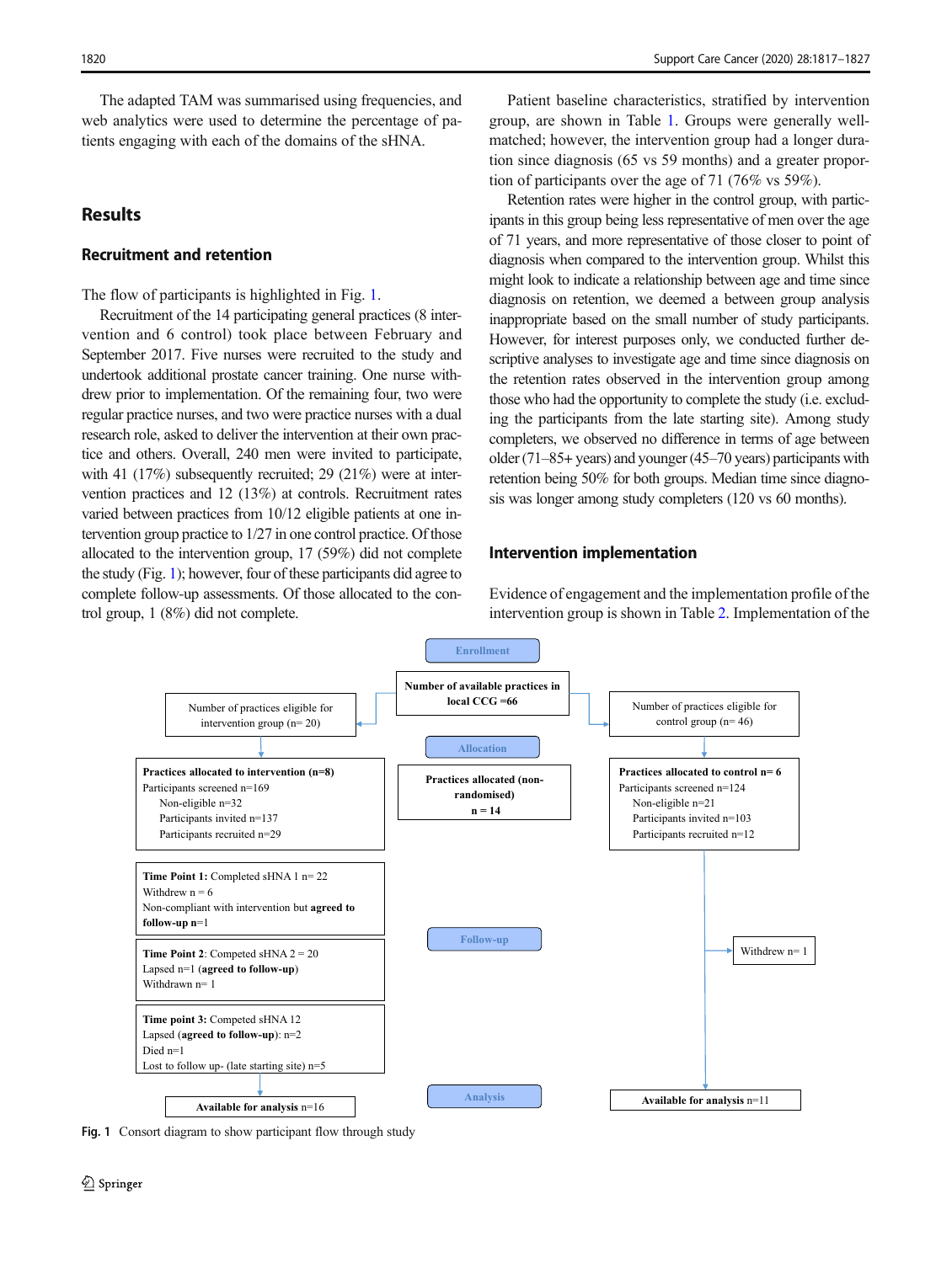The adapted TAM was summarised using frequencies, and web analytics were used to determine the percentage of patients engaging with each of the domains of the sHNA.

## Results

### Recruitment and retention

The flow of participants is highlighted in Fig. 1.

Recruitment of the 14 participating general practices (8 intervention and 6 control) took place between February and September 2017. Five nurses were recruited to the study and undertook additional prostate cancer training. One nurse withdrew prior to implementation. Of the remaining four, two were regular practice nurses, and two were practice nurses with a dual research role, asked to deliver the intervention at their own practice and others. Overall, 240 men were invited to participate, with 41 (17%) subsequently recruited; 29 (21%) were at intervention practices and 12 (13%) at controls. Recruitment rates varied between practices from 10/12 eligible patients at one intervention group practice to 1/27 in one control practice. Of those allocated to the intervention group, 17 (59%) did not complete the study (Fig. 1); however, four of these participants did agree to complete follow-up assessments. Of those allocated to the control group, 1 (8%) did not complete.

Patient baseline characteristics, stratified by intervention group, are shown in Table 1. Groups were generally well-matched; however, the intervention group had a longer duration since diagnosis (65 vs 59 months) and a greater proportion of participants over the age of 71 (76% vs 59%).

Retention rates were higher in the control group, with participants in this group being less representative of men over the age of 71 years, and more representative of those closer to point of diagnosis when compared to the intervention group. Whilst this might look to indicate a relationship between age and time since diagnosis on retention, we deemed a between group analysis inappropriate based on the small number of study participants. However, for interest purposes only, we conducted further descriptive analyses to investigate age and time since diagnosis on the retention rates observed in the intervention group among those who had the opportunity to complete the study (i.e. excluding the participants from the late starting site). Among study completers, we observed no difference in terms of age between older (71–85+ years) and younger (45–70 years) participants with retention being 50% for both groups. Median time since diagnosis was longer among study completers (120 vs 60 months).

### Intervention implementation

Evidence of engagement and the implementation profile of the intervention group is shown in Table 2. Implementation of the

**Enrollment**

- Number of available practices in local CCG =66
  - Number of practices eligible for intervention group (n= 20)
  - Number of practices eligible for control group (n= 46)

**Allocation**

Practices allocated (non-randomised) n = 14

- **Practices allocated to intervention (n=8)**
  - Participants screened n=169
  - Non-eligible n=32
  - Participants invited n=137
  - Participants recruited n=29
- **Practices allocated to control n= 6**
  - Participants screened n=124
  - Non-eligible n=21
  - Participants invited n=103
  - Participants recruited n=12

**Follow-up**

Intervention:
- **Time Point 1:** Completed sHNA 1 n= 22; Withdrew n = 6; Non-compliant with intervention but **agreed to follow-up** n=1
- **Time Point 2**: Competed sHNA 2 = 20; Lapsed n=1 (**agreed to follow-up**); Withdrawn n= 1
- **Time point 3:** Competed sHNA 12; Lapsed (**agreed to follow-up**): n=2; Died n=1; Lost to follow up- (late starting site) n=5

Control:
- Withdrew n= 1

**Analysis**

- **Available for analysis** n=16 (intervention)
- **Available for analysis** n=11 (control)

Fig. 1 Consort diagram to show participant flow through study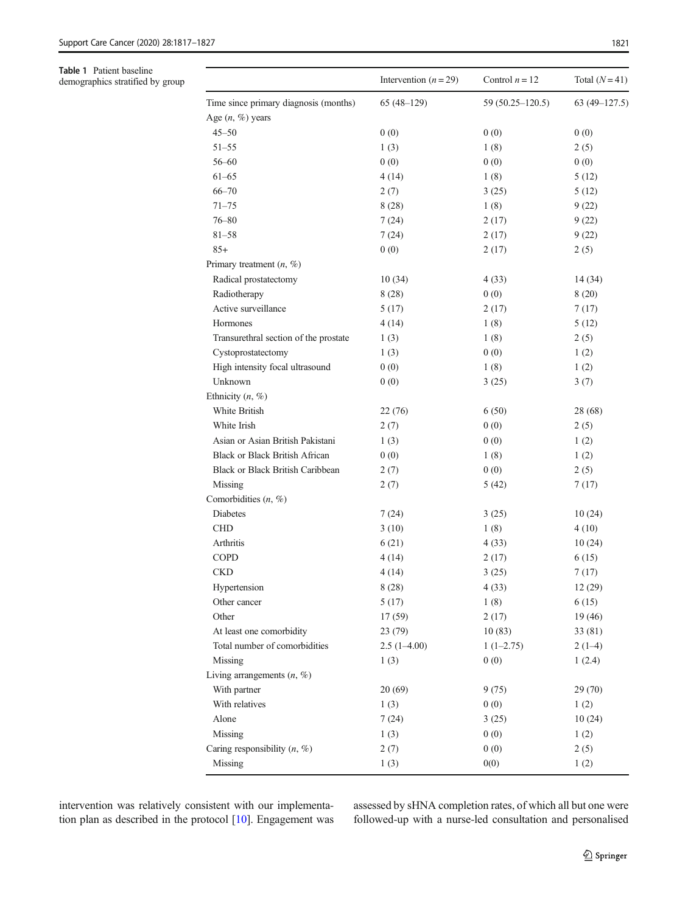**Table 1** Patient baseline demographics stratified by group

| | Intervention ($n = 29$) | Control $n = 12$ | Total ($N = 41$) |
|---|---|---|---|
| Time since primary diagnosis (months) | 65 (48–129) | 59 (50.25–120.5) | 63 (49–127.5) |
| Age ($n$, %) years | | | |
| 45–50 | 0 (0) | 0 (0) | 0 (0) |
| 51–55 | 1 (3) | 1 (8) | 2 (5) |
| 56–60 | 0 (0) | 0 (0) | 0 (0) |
| 61–65 | 4 (14) | 1 (8) | 5 (12) |
| 66–70 | 2 (7) | 3 (25) | 5 (12) |
| 71–75 | 8 (28) | 1 (8) | 9 (22) |
| 76–80 | 7 (24) | 2 (17) | 9 (22) |
| 81–58 | 7 (24) | 2 (17) | 9 (22) |
| 85+ | 0 (0) | 2 (17) | 2 (5) |
| Primary treatment ($n$, %) | | | |
| Radical prostatectomy | 10 (34) | 4 (33) | 14 (34) |
| Radiotherapy | 8 (28) | 0 (0) | 8 (20) |
| Active surveillance | 5 (17) | 2 (17) | 7 (17) |
| Hormones | 4 (14) | 1 (8) | 5 (12) |
| Transurethral section of the prostate | 1 (3) | 1 (8) | 2 (5) |
| Cystoprostatectomy | 1 (3) | 0 (0) | 1 (2) |
| High intensity focal ultrasound | 0 (0) | 1 (8) | 1 (2) |
| Unknown | 0 (0) | 3 (25) | 3 (7) |
| Ethnicity ($n$, %) | | | |
| White British | 22 (76) | 6 (50) | 28 (68) |
| White Irish | 2 (7) | 0 (0) | 2 (5) |
| Asian or Asian British Pakistani | 1 (3) | 0 (0) | 1 (2) |
| Black or Black British African | 0 (0) | 1 (8) | 1 (2) |
| Black or Black British Caribbean | 2 (7) | 0 (0) | 2 (5) |
| Missing | 2 (7) | 5 (42) | 7 (17) |
| Comorbidities ($n$, %) | | | |
| Diabetes | 7 (24) | 3 (25) | 10 (24) |
| CHD | 3 (10) | 1 (8) | 4 (10) |
| Arthritis | 6 (21) | 4 (33) | 10 (24) |
| COPD | 4 (14) | 2 (17) | 6 (15) |
| CKD | 4 (14) | 3 (25) | 7 (17) |
| Hypertension | 8 (28) | 4 (33) | 12 (29) |
| Other cancer | 5 (17) | 1 (8) | 6 (15) |
| Other | 17 (59) | 2 (17) | 19 (46) |
| At least one comorbidity | 23 (79) | 10 (83) | 33 (81) |
| Total number of comorbidities | 2.5 (1–4.00) | 1 (1–2.75) | 2 (1–4) |
| Missing | 1 (3) | 0 (0) | 1 (2.4) |
| Living arrangements ($n$, %) | | | |
| With partner | 20 (69) | 9 (75) | 29 (70) |
| With relatives | 1 (3) | 0 (0) | 1 (2) |
| Alone | 7 (24) | 3 (25) | 10 (24) |
| Missing | 1 (3) | 0 (0) | 1 (2) |
| Caring responsibility ($n$, %) | 2 (7) | 0 (0) | 2 (5) |
| Missing | 1 (3) | 0(0) | 1 (2) |

intervention was relatively consistent with our implementation plan as described in the protocol [10]. Engagement was assessed by sHNA completion rates, of which all but one were followed-up with a nurse-led consultation and personalised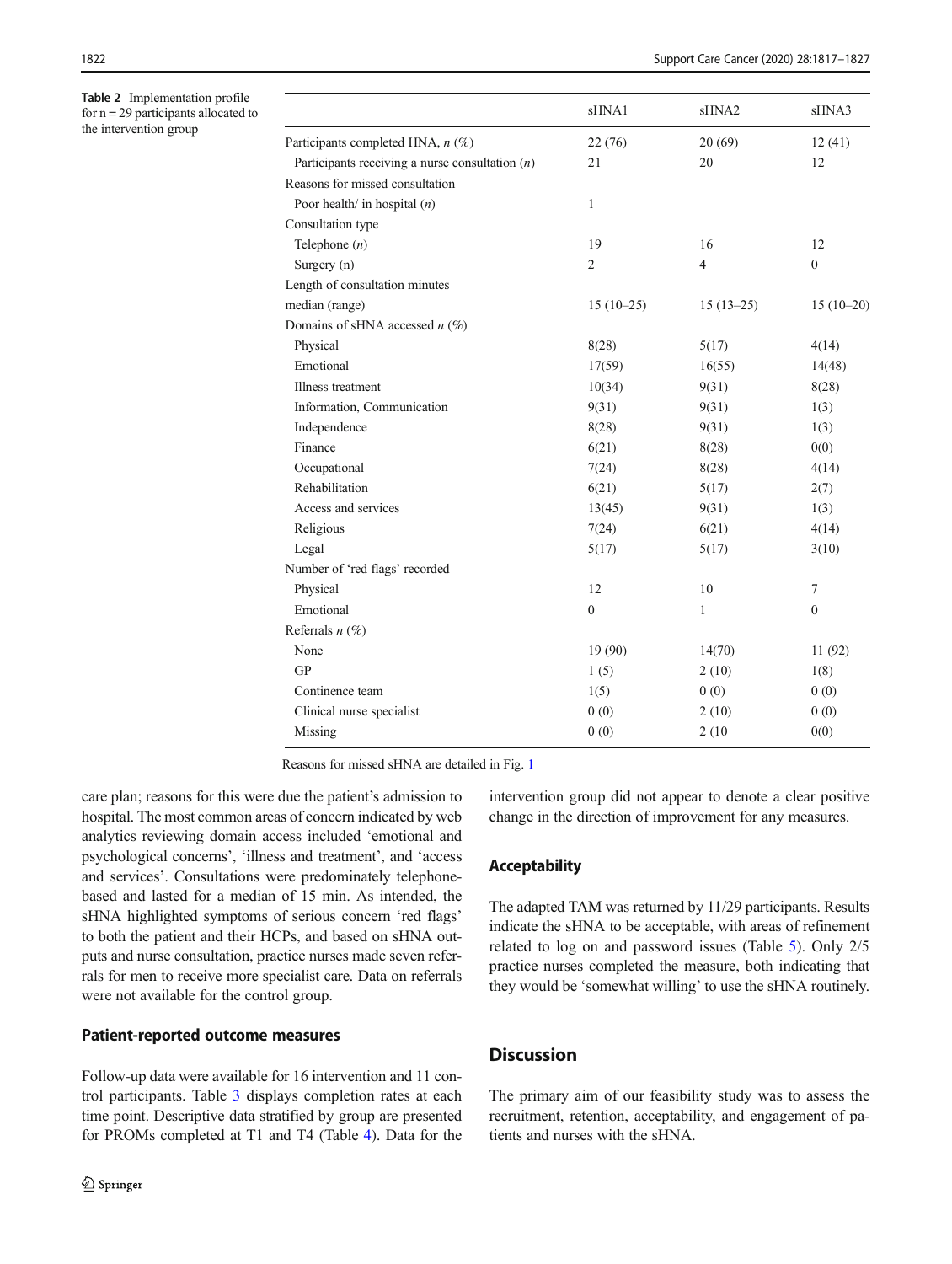**Table 2** Implementation profile for n = 29 participants allocated to the intervention group

| | sHNA1 | sHNA2 | sHNA3 |
|---|---|---|---|
| Participants completed HNA, *n* (%) | 22 (76) | 20 (69) | 12 (41) |
| Participants receiving a nurse consultation (*n*) | 21 | 20 | 12 |
| Reasons for missed consultation | | | |
| Poor health/ in hospital (*n*) | 1 | | |
| Consultation type | | | |
| Telephone (*n*) | 19 | 16 | 12 |
| Surgery (n) | 2 | 4 | 0 |
| Length of consultation minutes | | | |
| median (range) | 15 (10–25) | 15 (13–25) | 15 (10–20) |
| Domains of sHNA accessed *n* (%) | | | |
| Physical | 8(28) | 5(17) | 4(14) |
| Emotional | 17(59) | 16(55) | 14(48) |
| Illness treatment | 10(34) | 9(31) | 8(28) |
| Information, Communication | 9(31) | 9(31) | 1(3) |
| Independence | 8(28) | 9(31) | 1(3) |
| Finance | 6(21) | 8(28) | 0(0) |
| Occupational | 7(24) | 8(28) | 4(14) |
| Rehabilitation | 6(21) | 5(17) | 2(7) |
| Access and services | 13(45) | 9(31) | 1(3) |
| Religious | 7(24) | 6(21) | 4(14) |
| Legal | 5(17) | 5(17) | 3(10) |
| Number of 'red flags' recorded | | | |
| Physical | 12 | 10 | 7 |
| Emotional | 0 | 1 | 0 |
| Referrals *n* (%) | | | |
| None | 19 (90) | 14(70) | 11 (92) |
| GP | 1 (5) | 2 (10) | 1(8) |
| Continence team | 1(5) | 0 (0) | 0 (0) |
| Clinical nurse specialist | 0 (0) | 2 (10) | 0 (0) |
| Missing | 0 (0) | 2 (10 | 0(0) |

Reasons for missed sHNA are detailed in Fig. 1

care plan; reasons for this were due the patient's admission to hospital. The most common areas of concern indicated by web analytics reviewing domain access included 'emotional and psychological concerns', 'illness and treatment', and 'access and services'. Consultations were predominately telephone-based and lasted for a median of 15 min. As intended, the sHNA highlighted symptoms of serious concern 'red flags' to both the patient and their HCPs, and based on sHNA outputs and nurse consultation, practice nurses made seven referrals for men to receive more specialist care. Data on referrals were not available for the control group.

## Patient-reported outcome measures

Follow-up data were available for 16 intervention and 11 control participants. Table 3 displays completion rates at each time point. Descriptive data stratified by group are presented for PROMs completed at T1 and T4 (Table 4). Data for the intervention group did not appear to denote a clear positive change in the direction of improvement for any measures.

## Acceptability

The adapted TAM was returned by 11/29 participants. Results indicate the sHNA to be acceptable, with areas of refinement related to log on and password issues (Table 5). Only 2/5 practice nurses completed the measure, both indicating that they would be 'somewhat willing' to use the sHNA routinely.

# Discussion

The primary aim of our feasibility study was to assess the recruitment, retention, acceptability, and engagement of patients and nurses with the sHNA.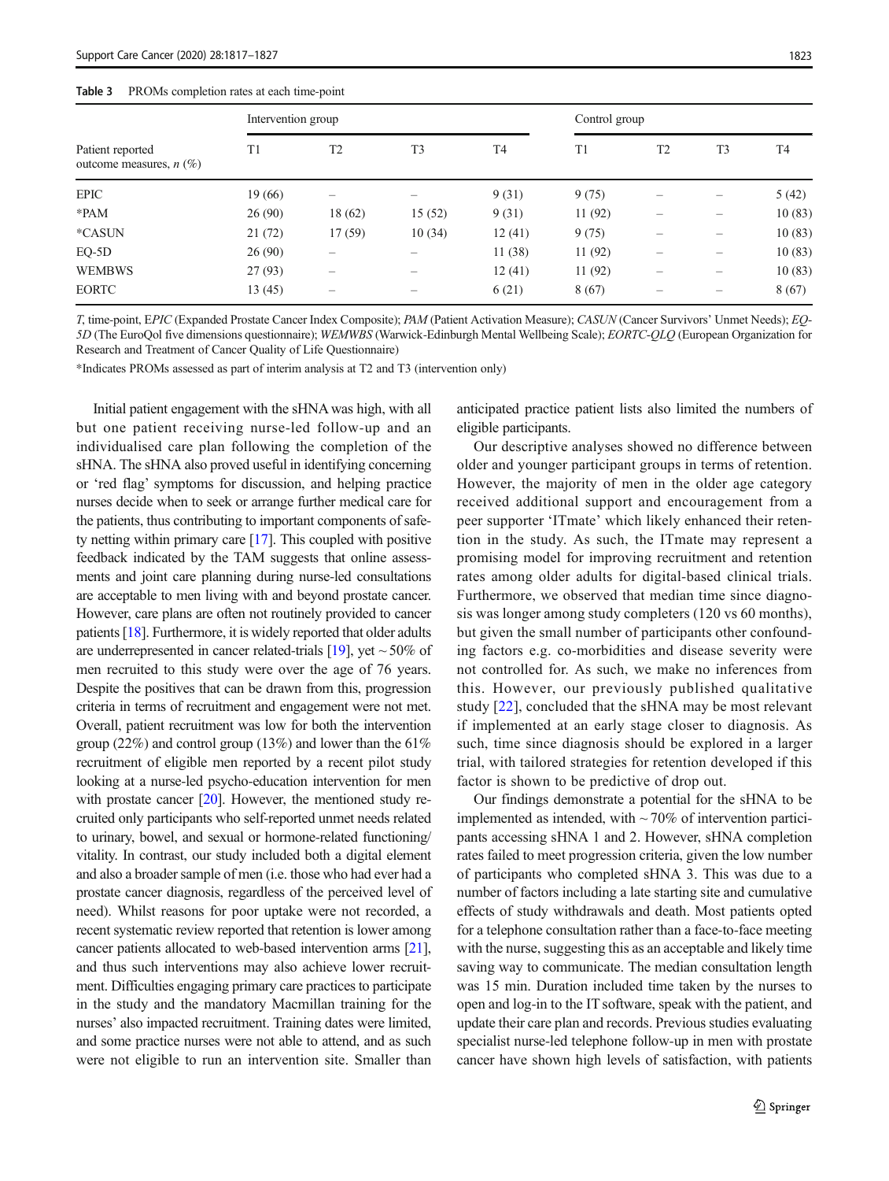**Table 3** PROMs completion rates at each time-point

| Patient reported outcome measures, *n* (%) | Intervention group | | | | Control group | | | |
|---|---|---|---|---|---|---|---|---|
| | T1 | T2 | T3 | T4 | T1 | T2 | T3 | T4 |
| EPIC | 19 (66) | – | – | 9 (31) | 9 (75) | – | – | 5 (42) |
| *PAM | 26 (90) | 18 (62) | 15 (52) | 9 (31) | 11 (92) | – | – | 10 (83) |
| *CASUN | 21 (72) | 17 (59) | 10 (34) | 12 (41) | 9 (75) | – | – | 10 (83) |
| EQ-5D | 26 (90) | – | – | 11 (38) | 11 (92) | – | – | 10 (83) |
| WEMBWS | 27 (93) | – | – | 12 (41) | 11 (92) | – | – | 10 (83) |
| EORTC | 13 (45) | – | – | 6 (21) | 8 (67) | – | – | 8 (67) |

*T*, time-point, *EPIC* (Expanded Prostate Cancer Index Composite); *PAM* (Patient Activation Measure); *CASUN* (Cancer Survivors' Unmet Needs); *EQ-5D* (The EuroQol five dimensions questionnaire); *WEMWBS* (Warwick-Edinburgh Mental Wellbeing Scale); *EORTC-QLQ* (European Organization for Research and Treatment of Cancer Quality of Life Questionnaire)

*Indicates PROMs assessed as part of interim analysis at T2 and T3 (intervention only)

Initial patient engagement with the sHNA was high, with all but one patient receiving nurse-led follow-up and an individualised care plan following the completion of the sHNA. The sHNA also proved useful in identifying concerning or 'red flag' symptoms for discussion, and helping practice nurses decide when to seek or arrange further medical care for the patients, thus contributing to important components of safety netting within primary care [17]. This coupled with positive feedback indicated by the TAM suggests that online assessments and joint care planning during nurse-led consultations are acceptable to men living with and beyond prostate cancer. However, care plans are often not routinely provided to cancer patients [18]. Furthermore, it is widely reported that older adults are underrepresented in cancer related-trials [19], yet ~ 50% of men recruited to this study were over the age of 76 years. Despite the positives that can be drawn from this, progression criteria in terms of recruitment and engagement were not met. Overall, patient recruitment was low for both the intervention group (22%) and control group (13%) and lower than the 61% recruitment of eligible men reported by a recent pilot study looking at a nurse-led psycho-education intervention for men with prostate cancer [20]. However, the mentioned study recruited only participants who self-reported unmet needs related to urinary, bowel, and sexual or hormone-related functioning/vitality. In contrast, our study included both a digital element and also a broader sample of men (i.e. those who had ever had a prostate cancer diagnosis, regardless of the perceived level of need). Whilst reasons for poor uptake were not recorded, a recent systematic review reported that retention is lower among cancer patients allocated to web-based intervention arms [21], and thus such interventions may also achieve lower recruitment. Difficulties engaging primary care practices to participate in the study and the mandatory Macmillan training for the nurses' also impacted recruitment. Training dates were limited, and some practice nurses were not able to attend, and as such were not eligible to run an intervention site. Smaller than anticipated practice patient lists also limited the numbers of eligible participants.

Our descriptive analyses showed no difference between older and younger participant groups in terms of retention. However, the majority of men in the older age category received additional support and encouragement from a peer supporter 'ITmate' which likely enhanced their retention in the study. As such, the ITmate may represent a promising model for improving recruitment and retention rates among older adults for digital-based clinical trials. Furthermore, we observed that median time since diagnosis was longer among study completers (120 vs 60 months), but given the small number of participants other confounding factors e.g. co-morbidities and disease severity were not controlled for. As such, we make no inferences from this. However, our previously published qualitative study [22], concluded that the sHNA may be most relevant if implemented at an early stage closer to diagnosis. As such, time since diagnosis should be explored in a larger trial, with tailored strategies for retention developed if this factor is shown to be predictive of drop out.

Our findings demonstrate a potential for the sHNA to be implemented as intended, with ~ 70% of intervention participants accessing sHNA 1 and 2. However, sHNA completion rates failed to meet progression criteria, given the low number of participants who completed sHNA 3. This was due to a number of factors including a late starting site and cumulative effects of study withdrawals and death. Most patients opted for a telephone consultation rather than a face-to-face meeting with the nurse, suggesting this as an acceptable and likely time saving way to communicate. The median consultation length was 15 min. Duration included time taken by the nurses to open and log-in to the IT software, speak with the patient, and update their care plan and records. Previous studies evaluating specialist nurse-led telephone follow-up in men with prostate cancer have shown high levels of satisfaction, with patients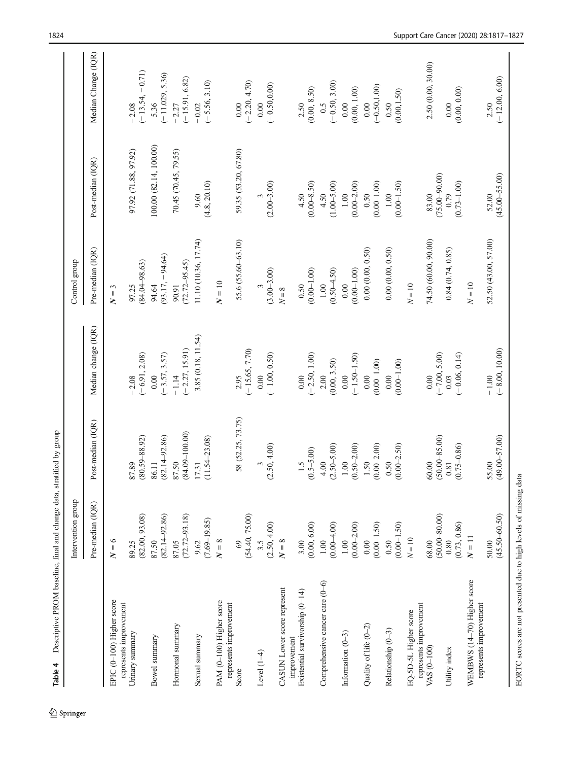**Table 4** Descriptive PROM baseline, final and change data, stratified by group

| | Intervention group | | | Control group | | |
|---|---|---|---|---|---|---|
| | Pre-median (IQR) | Post-median (IQR) | Median change (IQR) | Pre-median (IQR) | Post-median (IQR) | Median Change (IQR) |
| EPIC (0–100) Higher score represents improvement | N = 6 | | | N = 3 | | |
| Urinary summary | 89.25 (82.00, 93.08) | 87.89 (80.59–88.92) | −2.08 (−6.91, 2.08) | 97.25 (84.04–98.63) | 97.92 (71.88, 97.92) | −2.08 (−13.54, −0.71) |
| Bowel summary | 87.50 (82.14–92.86) | 86.11 (82.14–92.86) | 0.00 (−3.57, 3.57) | 94.64 (93.17, −94.64) | 100.00 (82.14, 100.00) | 5.36 (−11.029, 5.36) |
| Hormonal summary | 87.05 (72.72–93.18) | 87.50 (84.09–100.00) | −1.14 (−2.27, 15.91) | 90.91 (72.72–95.45) | 70.45 (70.45, 79.55) | −2.27 (−15.91, 6.82) |
| Sexual summary | 9.62 (7.69–19.85) | 17.31 (11.54–23.08) | 3.85 (0.18, 11.54) | 11.10 (10.36, 17.74) | 9.60 (4.8, 20.10) | −0.02 (−5.56, 3.10) |
| PAM (0–100) Higher score represents improvement | N = 8 | | | N = 10 | | |
| Score | 69 (54.40, 75.00) | 58 (52.25, 73.75) | 2.95 (−15.65, 7.70) | 55.6 (55.60–63.10) | 59.35 (53.20, 67.80) | 0.00 (−2.20, 4.70) |
| Level (1–4) | 3.5 (2.50, 4.00) | 3 (2.50, 4.00) | 0.00 (−1.00, 0.50) | 3 (3.00–3.00) | 3 (2.00–3.00) | 0.00 (−0.50,0.00) |
| CASUN Lower score represent improvement | N = 8 | | | N = 8 | | |
| Existential survivorship (0–14) | 3.00 (0.00, 6.00) | 1.5 (0.5–5.00) | 0.00 (−2.50, 1.00) | 0.50 (0.00–1.00) | 4.50 (0.00–8.50) | 2.50 (0.00, 8.50) |
| Comprehensive cancer care (0–6) | 1.00 (0.00–4.00) | 4.00 (2.50–5.00) | 2.00 (0.00, 3.50) | 1.00 (0.50–4.50) | 4.50 (1.00–5.00) | 0.5 (−0.50, 3.00) |
| Information (0–3) | 1.00 (0.00–2.00) | 1.00 (0.50–2.00) | 0.00 (−1.50–1.50) | 0.00 (0.00–1.00) | 1.00 (0.00–2.00) | 0.00 (0.00, 1.00) |
| Quality of life (0–2) | 0.00 (0.00–1.50) | 1.50 (0.00–2.00) | 0.00 (0.00–1.00) | 0.00 (0.00, 0.50) | 0.50 (0.00–1.00) | 0.00 (−0.50,1.00) |
| Relationship (0–3) | 0.50 (0.00–1.50) | 0.50 (0.00–2.50) | 0.00 (0.00–1.00) | 0.00 (0.00, 0.50) | 1.00 (0.00–1.50) | 0.50 (0.00,1.50) |
| EQ-5D-5L Higher score represents improvement | N = 10 | | | N = 10 | | |
| VAS (0–100) | 68.00 (50.00–80.00) | 60.00 (50.00–85.00) | 0.00 (−7.00, 5.00) | 74.50 (60.00, 90.00) | 83.00 (75.00–90.00) | 2.50 (0.00, 30.00) |
| Utility index | 0.80 (0.73, 0.86) | 0.81 (0.75–0.86) | 0.03 (−0.06, 0.14) | 0.84 (0.74, 0.85) | 0.79 (0.73–1.00) | 0.00 (0.00, 0.00) |
| WEMBWS (14–70) Higher score represents improvement | N = 11 | | | N = 10 | | |
| | 50.00 (45.50–60.50) | 55.00 (49.00–57.00) | −1.00 (−8.00, 10.00) | 52.50 (43.00, 57.00) | 52.00 (45.00–55.00) | 2.50 (−12.00, 6.00) |

EORTC scores are not presented due to high levels of missing data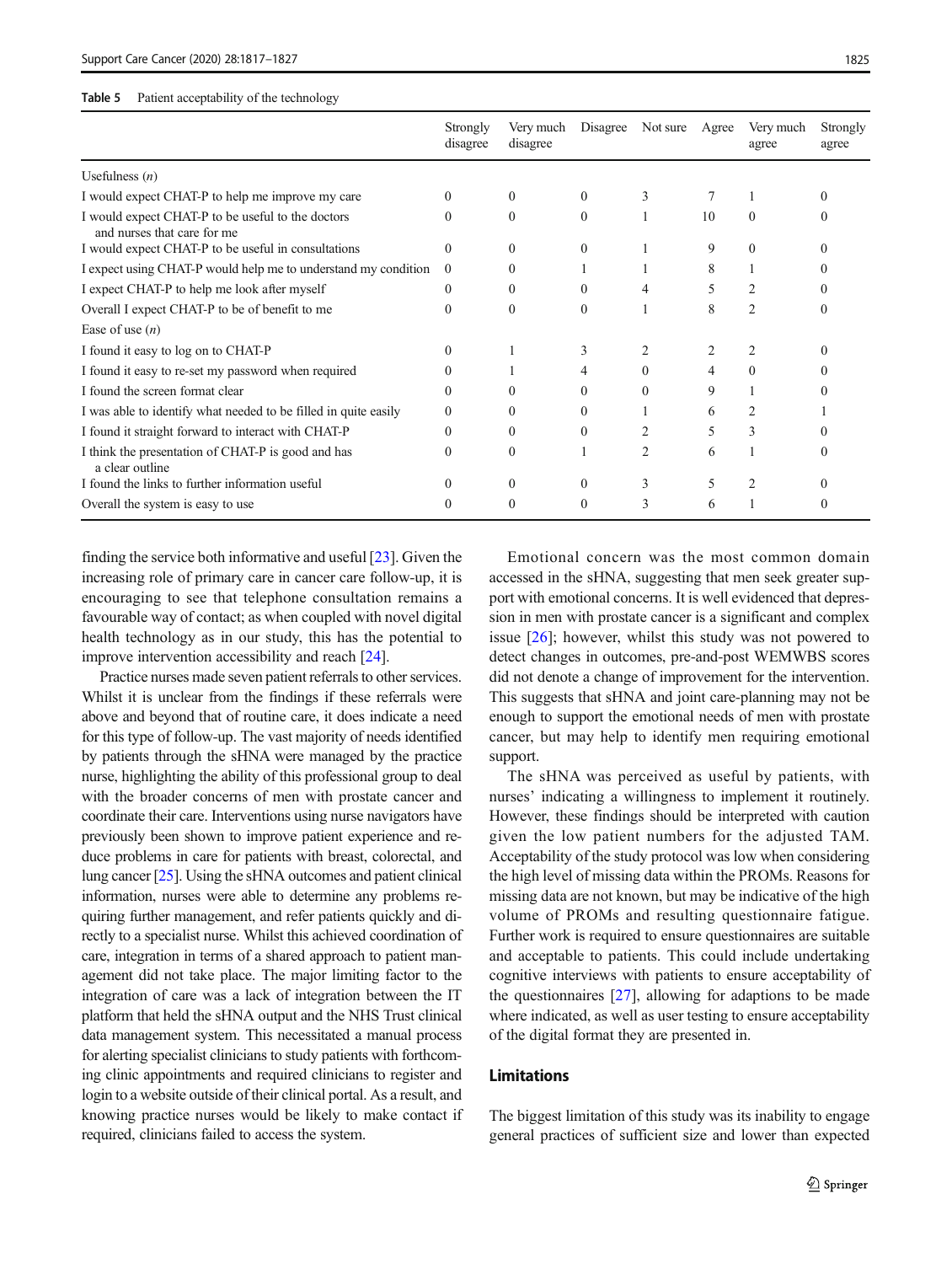**Table 5** Patient acceptability of the technology

| | Strongly disagree | Very much disagree | Disagree | Not sure | Agree | Very much agree | Strongly agree |
|---|---|---|---|---|---|---|---|
| Usefulness (*n*) | | | | | | | |
| I would expect CHAT-P to help me improve my care | 0 | 0 | 0 | 3 | 7 | 1 | 0 |
| I would expect CHAT-P to be useful to the doctors and nurses that care for me | 0 | 0 | 0 | 1 | 10 | 0 | 0 |
| I would expect CHAT-P to be useful in consultations | 0 | 0 | 0 | 1 | 9 | 0 | 0 |
| I expect using CHAT-P would help me to understand my condition | 0 | 0 | 1 | 1 | 8 | 1 | 0 |
| I expect CHAT-P to help me look after myself | 0 | 0 | 0 | 4 | 5 | 2 | 0 |
| Overall I expect CHAT-P to be of benefit to me | 0 | 0 | 0 | 1 | 8 | 2 | 0 |
| Ease of use (*n*) | | | | | | | |
| I found it easy to log on to CHAT-P | 0 | 1 | 3 | 2 | 2 | 2 | 0 |
| I found it easy to re-set my password when required | 0 | 1 | 4 | 0 | 4 | 0 | 0 |
| I found the screen format clear | 0 | 0 | 0 | 0 | 9 | 1 | 0 |
| I was able to identify what needed to be filled in quite easily | 0 | 0 | 0 | 1 | 6 | 2 | 1 |
| I found it straight forward to interact with CHAT-P | 0 | 0 | 0 | 2 | 5 | 3 | 0 |
| I think the presentation of CHAT-P is good and has a clear outline | 0 | 0 | 1 | 2 | 6 | 1 | 0 |
| I found the links to further information useful | 0 | 0 | 0 | 3 | 5 | 2 | 0 |
| Overall the system is easy to use | 0 | 0 | 0 | 3 | 6 | 1 | 0 |

finding the service both informative and useful [23]. Given the increasing role of primary care in cancer care follow-up, it is encouraging to see that telephone consultation remains a favourable way of contact; as when coupled with novel digital health technology as in our study, this has the potential to improve intervention accessibility and reach [24].

Practice nurses made seven patient referrals to other services. Whilst it is unclear from the findings if these referrals were above and beyond that of routine care, it does indicate a need for this type of follow-up. The vast majority of needs identified by patients through the sHNA were managed by the practice nurse, highlighting the ability of this professional group to deal with the broader concerns of men with prostate cancer and coordinate their care. Interventions using nurse navigators have previously been shown to improve patient experience and reduce problems in care for patients with breast, colorectal, and lung cancer [25]. Using the sHNA outcomes and patient clinical information, nurses were able to determine any problems requiring further management, and refer patients quickly and directly to a specialist nurse. Whilst this achieved coordination of care, integration in terms of a shared approach to patient management did not take place. The major limiting factor to the integration of care was a lack of integration between the IT platform that held the sHNA output and the NHS Trust clinical data management system. This necessitated a manual process for alerting specialist clinicians to study patients with forthcoming clinic appointments and required clinicians to register and login to a website outside of their clinical portal. As a result, and knowing practice nurses would be likely to make contact if required, clinicians failed to access the system.

Emotional concern was the most common domain accessed in the sHNA, suggesting that men seek greater support with emotional concerns. It is well evidenced that depression in men with prostate cancer is a significant and complex issue [26]; however, whilst this study was not powered to detect changes in outcomes, pre-and-post WEMWBS scores did not denote a change of improvement for the intervention. This suggests that sHNA and joint care-planning may not be enough to support the emotional needs of men with prostate cancer, but may help to identify men requiring emotional support.

The sHNA was perceived as useful by patients, with nurses' indicating a willingness to implement it routinely. However, these findings should be interpreted with caution given the low patient numbers for the adjusted TAM. Acceptability of the study protocol was low when considering the high level of missing data within the PROMs. Reasons for missing data are not known, but may be indicative of the high volume of PROMs and resulting questionnaire fatigue. Further work is required to ensure questionnaires are suitable and acceptable to patients. This could include undertaking cognitive interviews with patients to ensure acceptability of the questionnaires [27], allowing for adaptions to be made where indicated, as well as user testing to ensure acceptability of the digital format they are presented in.

## Limitations

The biggest limitation of this study was its inability to engage general practices of sufficient size and lower than expected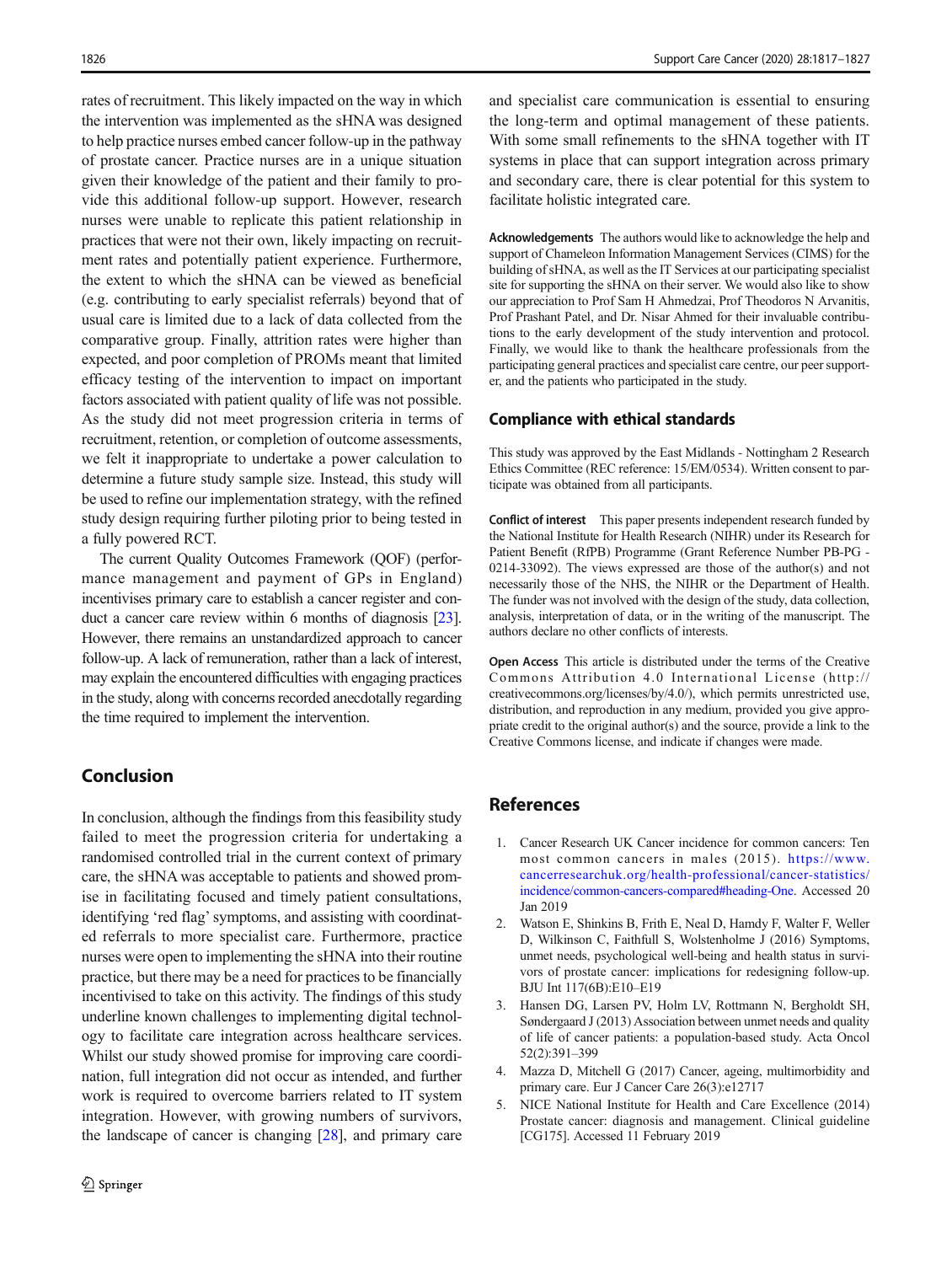rates of recruitment. This likely impacted on the way in which the intervention was implemented as the sHNA was designed to help practice nurses embed cancer follow-up in the pathway of prostate cancer. Practice nurses are in a unique situation given their knowledge of the patient and their family to provide this additional follow-up support. However, research nurses were unable to replicate this patient relationship in practices that were not their own, likely impacting on recruitment rates and potentially patient experience. Furthermore, the extent to which the sHNA can be viewed as beneficial (e.g. contributing to early specialist referrals) beyond that of usual care is limited due to a lack of data collected from the comparative group. Finally, attrition rates were higher than expected, and poor completion of PROMs meant that limited efficacy testing of the intervention to impact on important factors associated with patient quality of life was not possible. As the study did not meet progression criteria in terms of recruitment, retention, or completion of outcome assessments, we felt it inappropriate to undertake a power calculation to determine a future study sample size. Instead, this study will be used to refine our implementation strategy, with the refined study design requiring further piloting prior to being tested in a fully powered RCT.

The current Quality Outcomes Framework (QOF) (performance management and payment of GPs in England) incentivises primary care to establish a cancer register and conduct a cancer care review within 6 months of diagnosis [23]. However, there remains an unstandardized approach to cancer follow-up. A lack of remuneration, rather than a lack of interest, may explain the encountered difficulties with engaging practices in the study, along with concerns recorded anecdotally regarding the time required to implement the intervention.

## Conclusion

In conclusion, although the findings from this feasibility study failed to meet the progression criteria for undertaking a randomised controlled trial in the current context of primary care, the sHNA was acceptable to patients and showed promise in facilitating focused and timely patient consultations, identifying 'red flag' symptoms, and assisting with coordinated referrals to more specialist care. Furthermore, practice nurses were open to implementing the sHNA into their routine practice, but there may be a need for practices to be financially incentivised to take on this activity. The findings of this study underline known challenges to implementing digital technology to facilitate care integration across healthcare services. Whilst our study showed promise for improving care coordination, full integration did not occur as intended, and further work is required to overcome barriers related to IT system integration. However, with growing numbers of survivors, the landscape of cancer is changing [28], and primary care and specialist care communication is essential to ensuring the long-term and optimal management of these patients. With some small refinements to the sHNA together with IT systems in place that can support integration across primary and secondary care, there is clear potential for this system to facilitate holistic integrated care.

**Acknowledgements** The authors would like to acknowledge the help and support of Chameleon Information Management Services (CIMS) for the building of sHNA, as well as the IT Services at our participating specialist site for supporting the sHNA on their server. We would also like to show our appreciation to Prof Sam H Ahmedzai, Prof Theodoros N Arvanitis, Prof Prashant Patel, and Dr. Nisar Ahmed for their invaluable contributions to the early development of the study intervention and protocol. Finally, we would like to thank the healthcare professionals from the participating general practices and specialist care centre, our peer supporter, and the patients who participated in the study.

## Compliance with ethical standards

This study was approved by the East Midlands - Nottingham 2 Research Ethics Committee (REC reference: 15/EM/0534). Written consent to participate was obtained from all participants.

**Conflict of interest** This paper presents independent research funded by the National Institute for Health Research (NIHR) under its Research for Patient Benefit (RfPB) Programme (Grant Reference Number PB-PG - 0214-33092). The views expressed are those of the author(s) and not necessarily those of the NHS, the NIHR or the Department of Health. The funder was not involved with the design of the study, data collection, analysis, interpretation of data, or in the writing of the manuscript. The authors declare no other conflicts of interests.

**Open Access** This article is distributed under the terms of the Creative Commons Attribution 4.0 International License (http://creativecommons.org/licenses/by/4.0/), which permits unrestricted use, distribution, and reproduction in any medium, provided you give appropriate credit to the original author(s) and the source, provide a link to the Creative Commons license, and indicate if changes were made.

## References

1. Cancer Research UK Cancer incidence for common cancers: Ten most common cancers in males (2015). https://www.cancerresearchuk.org/health-professional/cancer-statistics/incidence/common-cancers-compared#heading-One. Accessed 20 Jan 2019
2. Watson E, Shinkins B, Frith E, Neal D, Hamdy F, Walter F, Weller D, Wilkinson C, Faithfull S, Wolstenholme J (2016) Symptoms, unmet needs, psychological well-being and health status in survivors of prostate cancer: implications for redesigning follow-up. BJU Int 117(6B):E10–E19
3. Hansen DG, Larsen PV, Holm LV, Rottmann N, Bergholdt SH, Søndergaard J (2013) Association between unmet needs and quality of life of cancer patients: a population-based study. Acta Oncol 52(2):391–399
4. Mazza D, Mitchell G (2017) Cancer, ageing, multimorbidity and primary care. Eur J Cancer Care 26(3):e12717
5. NICE National Institute for Health and Care Excellence (2014) Prostate cancer: diagnosis and management. Clinical guideline [CG175]. Accessed 11 February 2019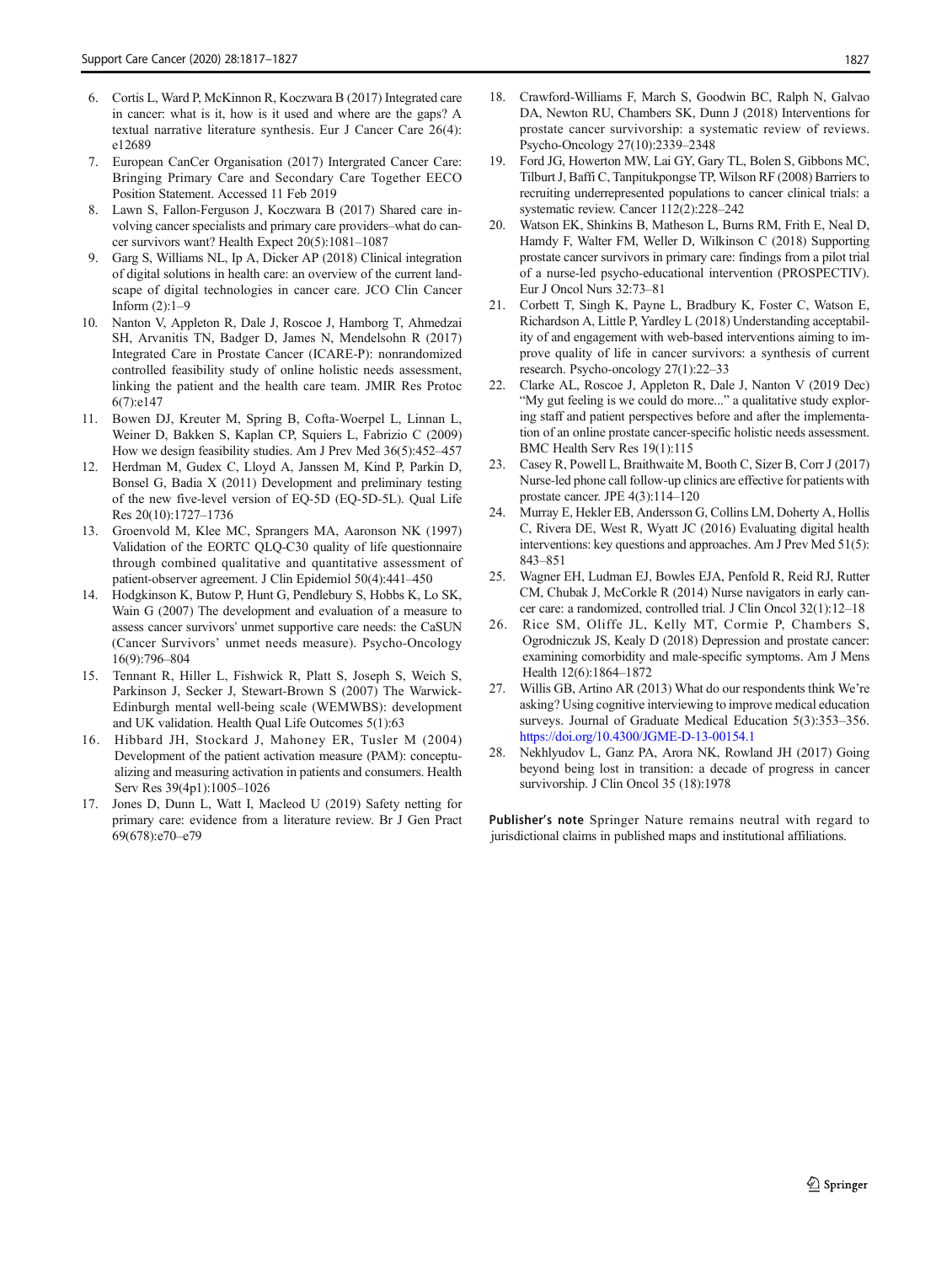6. Cortis L, Ward P, McKinnon R, Koczwara B (2017) Integrated care in cancer: what is it, how is it used and where are the gaps? A textual narrative literature synthesis. Eur J Cancer Care 26(4): e12689
7. European CanCer Organisation (2017) Intergrated Cancer Care: Bringing Primary Care and Secondary Care Together EECO Position Statement. Accessed 11 Feb 2019
8. Lawn S, Fallon-Ferguson J, Koczwara B (2017) Shared care involving cancer specialists and primary care providers–what do cancer survivors want? Health Expect 20(5):1081–1087
9. Garg S, Williams NL, Ip A, Dicker AP (2018) Clinical integration of digital solutions in health care: an overview of the current landscape of digital technologies in cancer care. JCO Clin Cancer Inform (2):1–9
10. Nanton V, Appleton R, Dale J, Roscoe J, Hamborg T, Ahmedzai SH, Arvanitis TN, Badger D, James N, Mendelsohn R (2017) Integrated Care in Prostate Cancer (ICARE-P): nonrandomized controlled feasibility study of online holistic needs assessment, linking the patient and the health care team. JMIR Res Protoc 6(7):e147
11. Bowen DJ, Kreuter M, Spring B, Cofta-Woerpel L, Linnan L, Weiner D, Bakken S, Kaplan CP, Squiers L, Fabrizio C (2009) How we design feasibility studies. Am J Prev Med 36(5):452–457
12. Herdman M, Gudex C, Lloyd A, Janssen M, Kind P, Parkin D, Bonsel G, Badia X (2011) Development and preliminary testing of the new five-level version of EQ-5D (EQ-5D-5L). Qual Life Res 20(10):1727–1736
13. Groenvold M, Klee MC, Sprangers MA, Aaronson NK (1997) Validation of the EORTC QLQ-C30 quality of life questionnaire through combined qualitative and quantitative assessment of patient-observer agreement. J Clin Epidemiol 50(4):441–450
14. Hodgkinson K, Butow P, Hunt G, Pendlebury S, Hobbs K, Lo SK, Wain G (2007) The development and evaluation of a measure to assess cancer survivors' unmet supportive care needs: the CaSUN (Cancer Survivors' unmet needs measure). Psycho-Oncology 16(9):796–804
15. Tennant R, Hiller L, Fishwick R, Platt S, Joseph S, Weich S, Parkinson J, Secker J, Stewart-Brown S (2007) The Warwick-Edinburgh mental well-being scale (WEMWBS): development and UK validation. Health Qual Life Outcomes 5(1):63
16. Hibbard JH, Stockard J, Mahoney ER, Tusler M (2004) Development of the patient activation measure (PAM): conceptualizing and measuring activation in patients and consumers. Health Serv Res 39(4p1):1005–1026
17. Jones D, Dunn L, Watt I, Macleod U (2019) Safety netting for primary care: evidence from a literature review. Br J Gen Pract 69(678):e70–e79
18. Crawford-Williams F, March S, Goodwin BC, Ralph N, Galvao DA, Newton RU, Chambers SK, Dunn J (2018) Interventions for prostate cancer survivorship: a systematic review of reviews. Psycho-Oncology 27(10):2339–2348
19. Ford JG, Howerton MW, Lai GY, Gary TL, Bolen S, Gibbons MC, Tilburt J, Baffi C, Tanpitukpongse TP, Wilson RF (2008) Barriers to recruiting underrepresented populations to cancer clinical trials: a systematic review. Cancer 112(2):228–242
20. Watson EK, Shinkins B, Matheson L, Burns RM, Frith E, Neal D, Hamdy F, Walter FM, Weller D, Wilkinson C (2018) Supporting prostate cancer survivors in primary care: findings from a pilot trial of a nurse-led psycho-educational intervention (PROSPECTIV). Eur J Oncol Nurs 32:73–81
21. Corbett T, Singh K, Payne L, Bradbury K, Foster C, Watson E, Richardson A, Little P, Yardley L (2018) Understanding acceptability of and engagement with web-based interventions aiming to improve quality of life in cancer survivors: a synthesis of current research. Psycho-oncology 27(1):22–33
22. Clarke AL, Roscoe J, Appleton R, Dale J, Nanton V (2019 Dec) "My gut feeling is we could do more..." a qualitative study exploring staff and patient perspectives before and after the implementation of an online prostate cancer-specific holistic needs assessment. BMC Health Serv Res 19(1):115
23. Casey R, Powell L, Braithwaite M, Booth C, Sizer B, Corr J (2017) Nurse-led phone call follow-up clinics are effective for patients with prostate cancer. JPE 4(3):114–120
24. Murray E, Hekler EB, Andersson G, Collins LM, Doherty A, Hollis C, Rivera DE, West R, Wyatt JC (2016) Evaluating digital health interventions: key questions and approaches. Am J Prev Med 51(5): 843–851
25. Wagner EH, Ludman EJ, Bowles EJA, Penfold R, Reid RJ, Rutter CM, Chubak J, McCorkle R (2014) Nurse navigators in early cancer care: a randomized, controlled trial. J Clin Oncol 32(1):12–18
26. Rice SM, Oliffe JL, Kelly MT, Cormie P, Chambers S, Ogrodniczuk JS, Kealy D (2018) Depression and prostate cancer: examining comorbidity and male-specific symptoms. Am J Mens Health 12(6):1864–1872
27. Willis GB, Artino AR (2013) What do our respondents think We're asking? Using cognitive interviewing to improve medical education surveys. Journal of Graduate Medical Education 5(3):353–356. https://doi.org/10.4300/JGME-D-13-00154.1
28. Nekhlyudov L, Ganz PA, Arora NK, Rowland JH (2017) Going beyond being lost in transition: a decade of progress in cancer survivorship. J Clin Oncol 35 (18):1978

**Publisher's note** Springer Nature remains neutral with regard to jurisdictional claims in published maps and institutional affiliations.